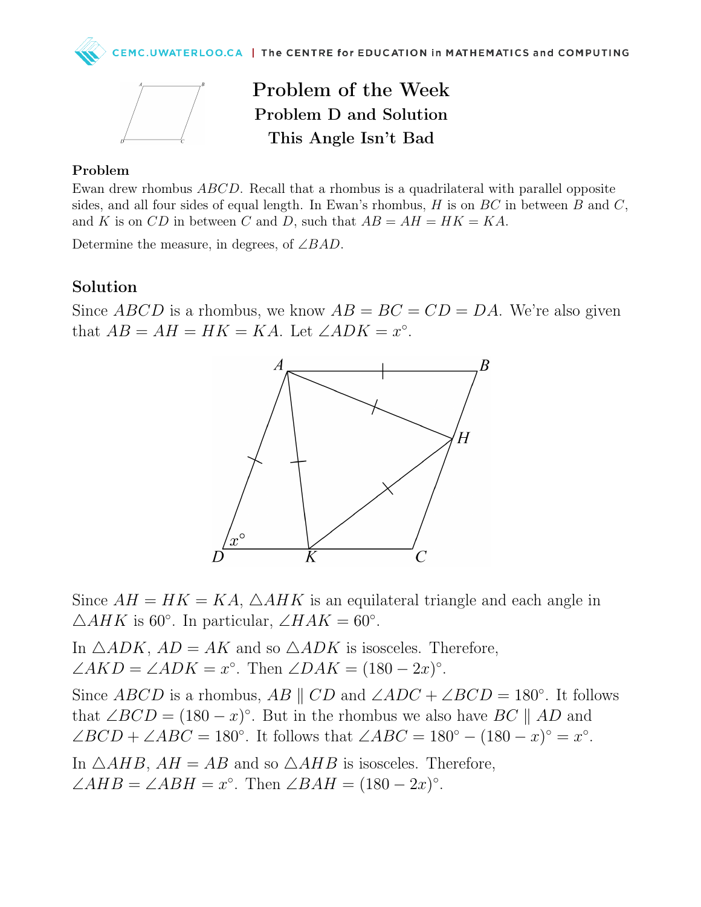# Problem of the Week

## Problem D and Solution

## This Angle Isn't Bad

### Problem

Ewan drew rhombus $ABCD$. Recall that a rhombus is a quadrilateral with parallel opposite sides, and all four sides of equal length. In Ewan's rhombus, $H$ is on $BC$ in between $B$ and $C$, and $K$ is on $CD$ in between $C$ and $D$, such that $AB = AH = HK = KA$.

Determine the measure, in degrees, of $\angle BAD$.

### Solution

Since $ABCD$ is a rhombus, we know $AB = BC = CD = DA$. We're also given that $AB = AH = HK = KA$. Let $\angle ADK = x^\circ$.

Since $AH = HK = KA$, $\triangle AHK$ is an equilateral triangle and each angle in $\triangle AHK$ is $60^\circ$. In particular, $\angle HAK = 60^\circ$.

In $\triangle ADK$, $AD = AK$ and so $\triangle ADK$ is isosceles. Therefore, $\angle AKD = \angle ADK = x^\circ$. Then $\angle DAK = (180 - 2x)^\circ$.

Since $ABCD$ is a rhombus, $AB \parallel CD$ and $\angle ADC + \angle BCD = 180^\circ$. It follows that $\angle BCD = (180 - x)^\circ$. But in the rhombus we also have $BC \parallel AD$ and $\angle BCD + \angle ABC = 180^\circ$. It follows that $\angle ABC = 180^\circ - (180 - x)^\circ = x^\circ$.

In $\triangle AHB$, $AH = AB$ and so $\triangle AHB$ is isosceles. Therefore, $\angle AHB = \angle ABH = x^\circ$. Then $\angle BAH = (180 - 2x)^\circ$.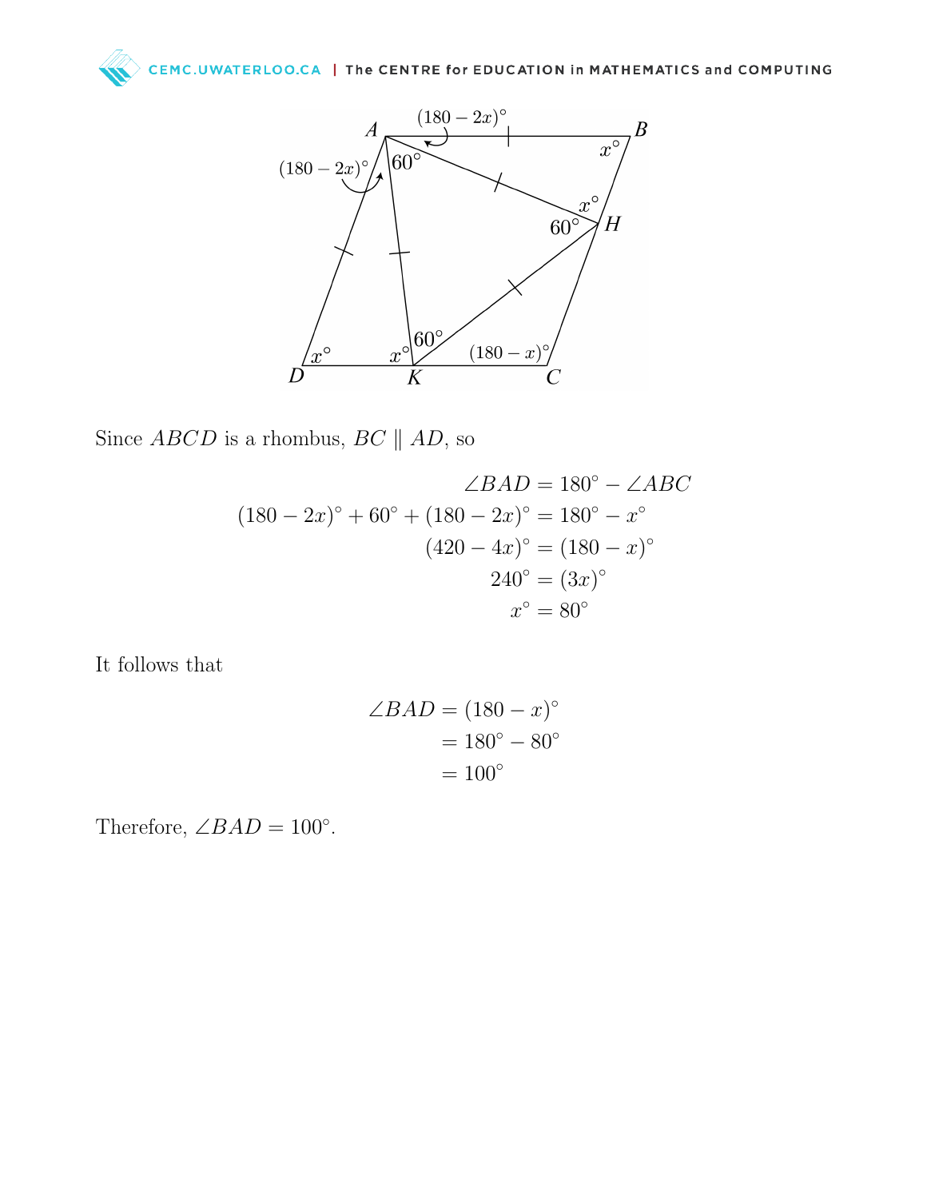(180 − 2x)°

A

B

(180 − 2x)°

60°

x°

x°

60°

H

60°

x°

x°

(180 − x)°

D

K

C

Since $ABCD$ is a rhombus, $BC \parallel AD$, so

$$
\begin{aligned}
\angle BAD &= 180^\circ - \angle ABC \\
(180 - 2x)^\circ + 60^\circ + (180 - 2x)^\circ &= 180^\circ - x^\circ \\
(420 - 4x)^\circ &= (180 - x)^\circ \\
240^\circ &= (3x)^\circ \\
x^\circ &= 80^\circ
\end{aligned}
$$

It follows that

$$
\begin{aligned}
\angle BAD &= (180 - x)^\circ \\
&= 180^\circ - 80^\circ \\
&= 100^\circ
\end{aligned}
$$

Therefore, $\angle BAD = 100^\circ$.